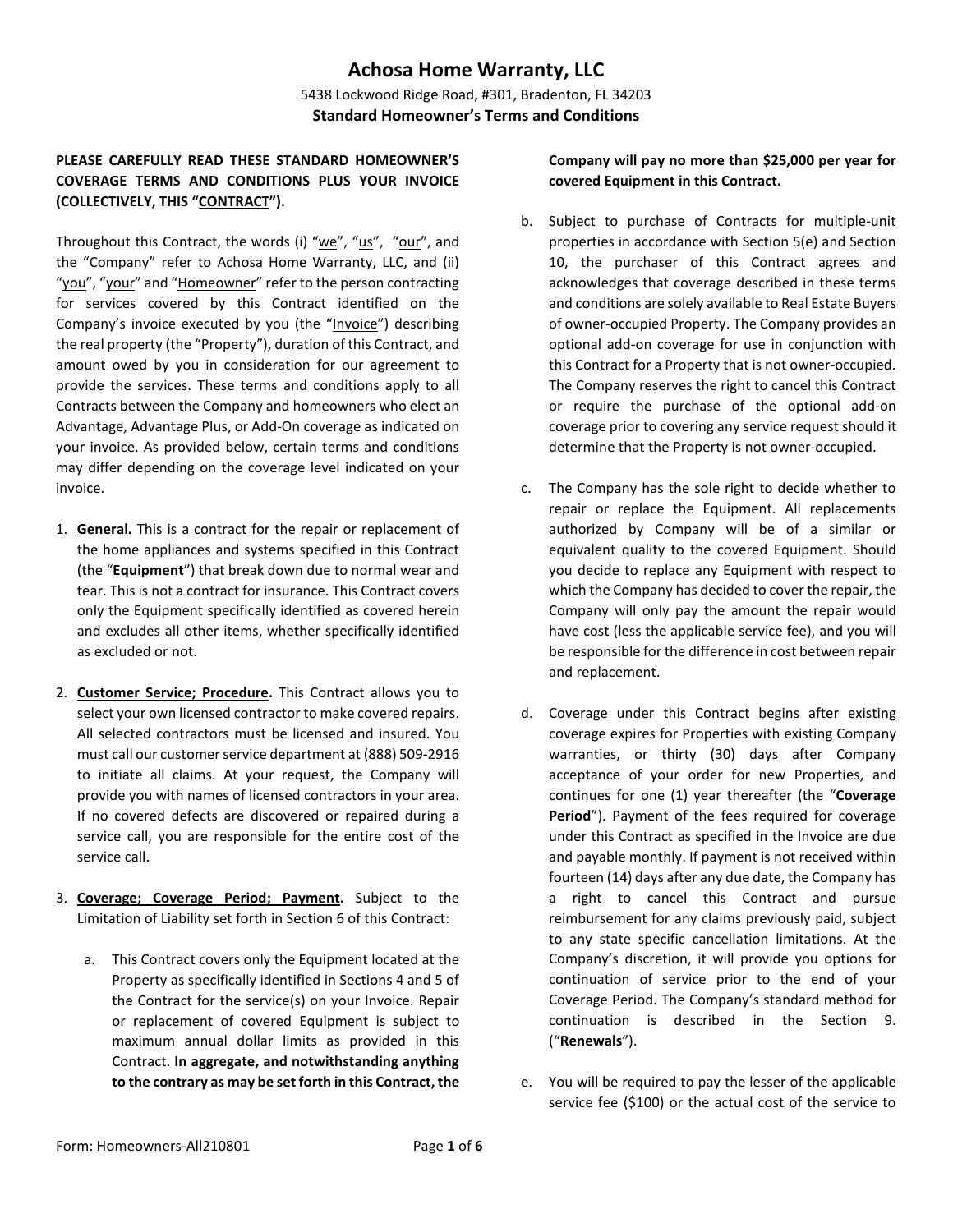# Achosa Home Warranty, LLC

5438 Lockwood Ridge Road, #301, Bradenton, FL 34203

**Standard Homeowner's Terms and Conditions**

**PLEASE CAREFULLY READ THESE STANDARD HOMEOWNER'S COVERAGE TERMS AND CONDITIONS PLUS YOUR INVOICE (COLLECTIVELY, THIS "CONTRACT").**

Throughout this Contract, the words (i) "we", "us", "our", and the "Company" refer to Achosa Home Warranty, LLC, and (ii) "you", "your" and "Homeowner" refer to the person contracting for services covered by this Contract identified on the Company's invoice executed by you (the "Invoice") describing the real property (the "Property"), duration of this Contract, and amount owed by you in consideration for our agreement to provide the services. These terms and conditions apply to all Contracts between the Company and homeowners who elect an Advantage, Advantage Plus, or Add-On coverage as indicated on your invoice. As provided below, certain terms and conditions may differ depending on the coverage level indicated on your invoice.

1. **General.** This is a contract for the repair or replacement of the home appliances and systems specified in this Contract (the "**Equipment**") that break down due to normal wear and tear. This is not a contract for insurance. This Contract covers only the Equipment specifically identified as covered herein and excludes all other items, whether specifically identified as excluded or not.

2. **Customer Service; Procedure.** This Contract allows you to select your own licensed contractor to make covered repairs. All selected contractors must be licensed and insured. You must call our customer service department at (888) 509-2916 to initiate all claims. At your request, the Company will provide you with names of licensed contractors in your area. If no covered defects are discovered or repaired during a service call, you are responsible for the entire cost of the service call.

3. **Coverage; Coverage Period; Payment.** Subject to the Limitation of Liability set forth in Section 6 of this Contract:

   a. This Contract covers only the Equipment located at the Property as specifically identified in Sections 4 and 5 of the Contract for the service(s) on your Invoice. Repair or replacement of covered Equipment is subject to maximum annual dollar limits as provided in this Contract. **In aggregate, and notwithstanding anything to the contrary as may be set forth in this Contract, the Company will pay no more than $25,000 per year for covered Equipment in this Contract.**

   b. Subject to purchase of Contracts for multiple-unit properties in accordance with Section 5(e) and Section 10, the purchaser of this Contract agrees and acknowledges that coverage described in these terms and conditions are solely available to Real Estate Buyers of owner-occupied Property. The Company provides an optional add-on coverage for use in conjunction with this Contract for a Property that is not owner-occupied. The Company reserves the right to cancel this Contract or require the purchase of the optional add-on coverage prior to covering any service request should it determine that the Property is not owner-occupied.

   c. The Company has the sole right to decide whether to repair or replace the Equipment. All replacements authorized by Company will be of a similar or equivalent quality to the covered Equipment. Should you decide to replace any Equipment with respect to which the Company has decided to cover the repair, the Company will only pay the amount the repair would have cost (less the applicable service fee), and you will be responsible for the difference in cost between repair and replacement.

   d. Coverage under this Contract begins after existing coverage expires for Properties with existing Company warranties, or thirty (30) days after Company acceptance of your order for new Properties, and continues for one (1) year thereafter (the "**Coverage Period**"). Payment of the fees required for coverage under this Contract as specified in the Invoice are due and payable monthly. If payment is not received within fourteen (14) days after any due date, the Company has a right to cancel this Contract and pursue reimbursement for any claims previously paid, subject to any state specific cancellation limitations. At the Company's discretion, it will provide you options for continuation of service prior to the end of your Coverage Period. The Company's standard method for continuation is described in the Section 9. ("**Renewals**").

   e. You will be required to pay the lesser of the applicable service fee ($100) or the actual cost of the service to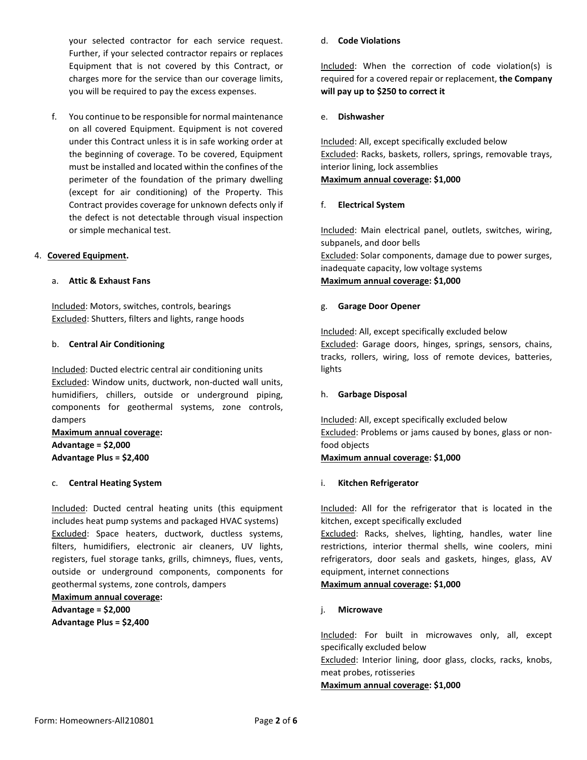your selected contractor for each service request. Further, if your selected contractor repairs or replaces Equipment that is not covered by this Contract, or charges more for the service than our coverage limits, you will be required to pay the excess expenses.

f. You continue to be responsible for normal maintenance on all covered Equipment. Equipment is not covered under this Contract unless it is in safe working order at the beginning of coverage. To be covered, Equipment must be installed and located within the confines of the perimeter of the foundation of the primary dwelling (except for air conditioning) of the Property. This Contract provides coverage for unknown defects only if the defect is not detectable through visual inspection or simple mechanical test.

4. **Covered Equipment.**

a. **Attic & Exhaust Fans**

Included: Motors, switches, controls, bearings
Excluded: Shutters, filters and lights, range hoods

b. **Central Air Conditioning**

Included: Ducted electric central air conditioning units
Excluded: Window units, ductwork, non-ducted wall units, humidifiers, chillers, outside or underground piping, components for geothermal systems, zone controls, dampers
**Maximum annual coverage:**
**Advantage = $2,000**
**Advantage Plus = $2,400**

c. **Central Heating System**

Included: Ducted central heating units (this equipment includes heat pump systems and packaged HVAC systems)
Excluded: Space heaters, ductwork, ductless systems, filters, humidifiers, electronic air cleaners, UV lights, registers, fuel storage tanks, grills, chimneys, flues, vents, outside or underground components, components for geothermal systems, zone controls, dampers
**Maximum annual coverage:**
**Advantage = $2,000**
**Advantage Plus = $2,400**

d. **Code Violations**

Included: When the correction of code violation(s) is required for a covered repair or replacement, **the Company will pay up to $250 to correct it**

e. **Dishwasher**

Included: All, except specifically excluded below
Excluded: Racks, baskets, rollers, springs, removable trays, interior lining, lock assemblies
**Maximum annual coverage: $1,000**

f. **Electrical System**

Included: Main electrical panel, outlets, switches, wiring, subpanels, and door bells
Excluded: Solar components, damage due to power surges, inadequate capacity, low voltage systems
**Maximum annual coverage: $1,000**

g. **Garage Door Opener**

Included: All, except specifically excluded below
Excluded: Garage doors, hinges, springs, sensors, chains, tracks, rollers, wiring, loss of remote devices, batteries, lights

h. **Garbage Disposal**

Included: All, except specifically excluded below
Excluded: Problems or jams caused by bones, glass or non-food objects
**Maximum annual coverage: $1,000**

i. **Kitchen Refrigerator**

Included: All for the refrigerator that is located in the kitchen, except specifically excluded
Excluded: Racks, shelves, lighting, handles, water line restrictions, interior thermal shells, wine coolers, mini refrigerators, door seals and gaskets, hinges, glass, AV equipment, internet connections
**Maximum annual coverage: $1,000**

j. **Microwave**

Included: For built in microwaves only, all, except specifically excluded below
Excluded: Interior lining, door glass, clocks, racks, knobs, meat probes, rotisseries
**Maximum annual coverage: $1,000**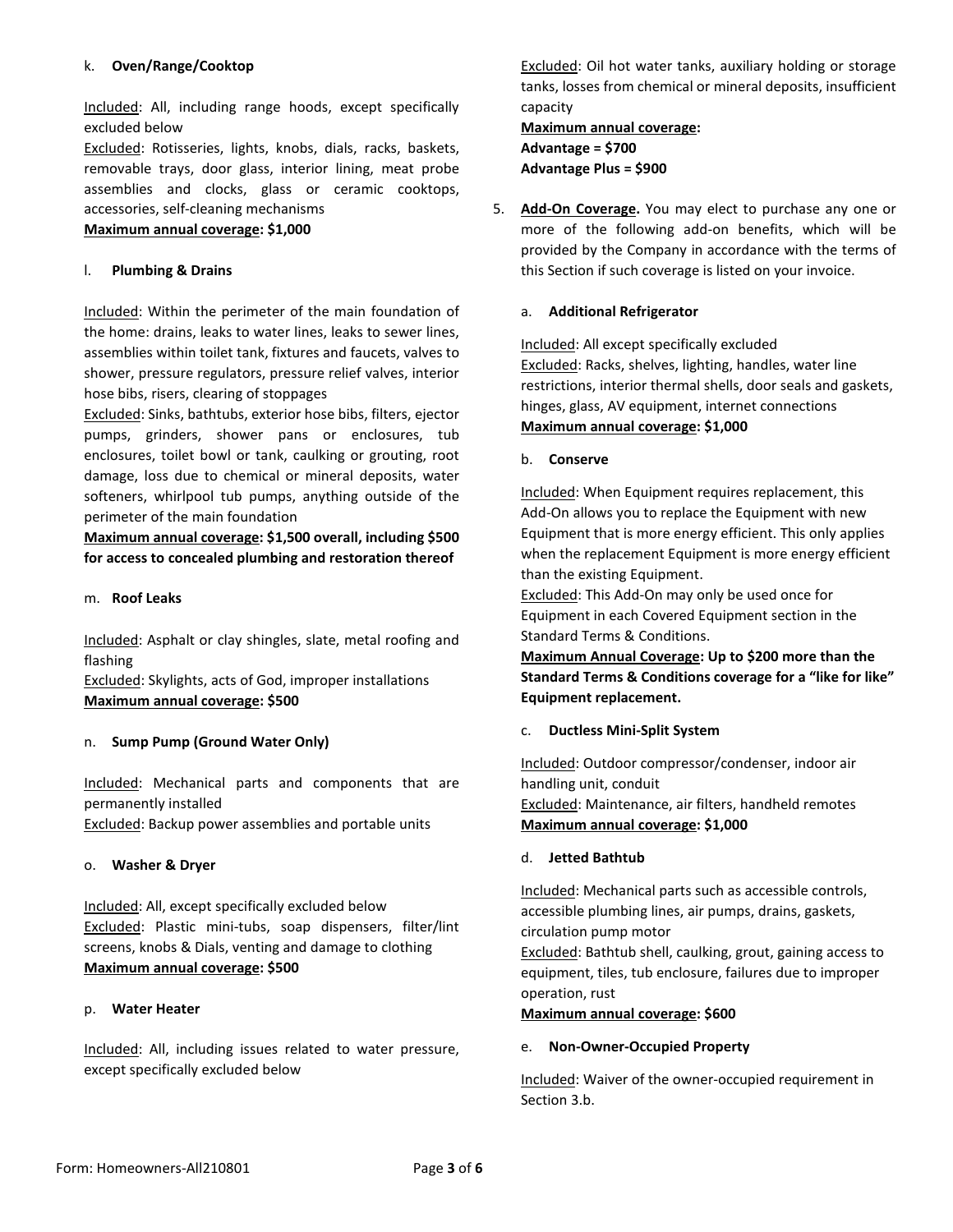k. **Oven/Range/Cooktop**

Included: All, including range hoods, except specifically excluded below
Excluded: Rotisseries, lights, knobs, dials, racks, baskets, removable trays, door glass, interior lining, meat probe assemblies and clocks, glass or ceramic cooktops, accessories, self-cleaning mechanisms
**Maximum annual coverage: $1,000**

l. **Plumbing & Drains**

Included: Within the perimeter of the main foundation of the home: drains, leaks to water lines, leaks to sewer lines, assemblies within toilet tank, fixtures and faucets, valves to shower, pressure regulators, pressure relief valves, interior hose bibs, risers, clearing of stoppages
Excluded: Sinks, bathtubs, exterior hose bibs, filters, ejector pumps, grinders, shower pans or enclosures, tub enclosures, toilet bowl or tank, caulking or grouting, root damage, loss due to chemical or mineral deposits, water softeners, whirlpool tub pumps, anything outside of the perimeter of the main foundation
**Maximum annual coverage: $1,500 overall, including $500 for access to concealed plumbing and restoration thereof**

m. **Roof Leaks**

Included: Asphalt or clay shingles, slate, metal roofing and flashing
Excluded: Skylights, acts of God, improper installations
**Maximum annual coverage: $500**

n. **Sump Pump (Ground Water Only)**

Included: Mechanical parts and components that are permanently installed
Excluded: Backup power assemblies and portable units

o. **Washer & Dryer**

Included: All, except specifically excluded below
Excluded: Plastic mini-tubs, soap dispensers, filter/lint screens, knobs & Dials, venting and damage to clothing
**Maximum annual coverage: $500**

p. **Water Heater**

Included: All, including issues related to water pressure, except specifically excluded below
Excluded: Oil hot water tanks, auxiliary holding or storage tanks, losses from chemical or mineral deposits, insufficient capacity
**Maximum annual coverage:**
**Advantage = $700**
**Advantage Plus = $900**

5. **Add-On Coverage.** You may elect to purchase any one or more of the following add-on benefits, which will be provided by the Company in accordance with the terms of this Section if such coverage is listed on your invoice.

a. **Additional Refrigerator**

Included: All except specifically excluded
Excluded: Racks, shelves, lighting, handles, water line restrictions, interior thermal shells, door seals and gaskets, hinges, glass, AV equipment, internet connections
**Maximum annual coverage: $1,000**

b. **Conserve**

Included: When Equipment requires replacement, this Add-On allows you to replace the Equipment with new Equipment that is more energy efficient. This only applies when the replacement Equipment is more energy efficient than the existing Equipment.
Excluded: This Add-On may only be used once for Equipment in each Covered Equipment section in the Standard Terms & Conditions.
**Maximum Annual Coverage: Up to $200 more than the Standard Terms & Conditions coverage for a "like for like" Equipment replacement.**

c. **Ductless Mini-Split System**

Included: Outdoor compressor/condenser, indoor air handling unit, conduit
Excluded: Maintenance, air filters, handheld remotes
**Maximum annual coverage: $1,000**

d. **Jetted Bathtub**

Included: Mechanical parts such as accessible controls, accessible plumbing lines, air pumps, drains, gaskets, circulation pump motor
Excluded: Bathtub shell, caulking, grout, gaining access to equipment, tiles, tub enclosure, failures due to improper operation, rust
**Maximum annual coverage: $600**

e. **Non-Owner-Occupied Property**

Included: Waiver of the owner-occupied requirement in Section 3.b.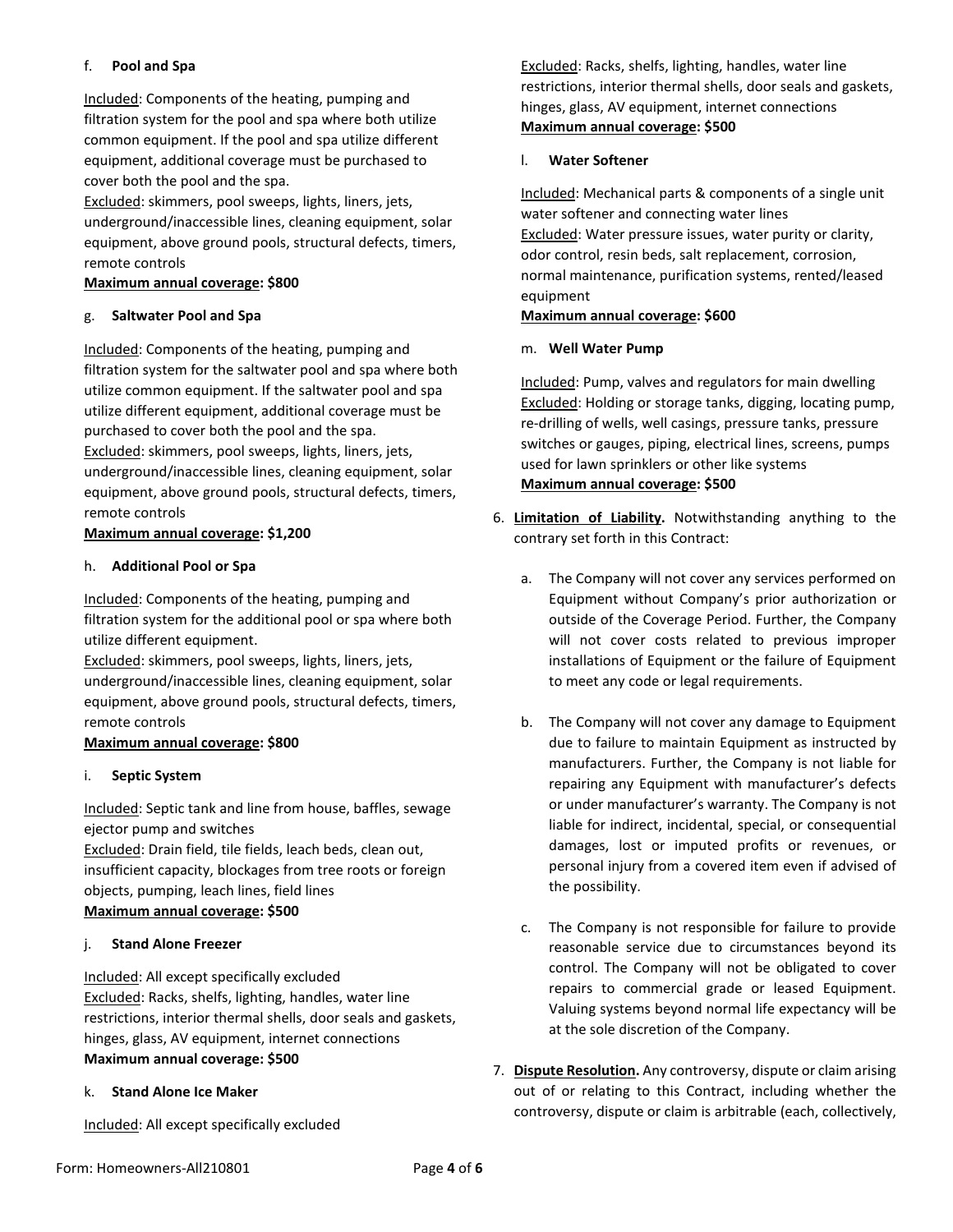f. **Pool and Spa**

Included: Components of the heating, pumping and filtration system for the pool and spa where both utilize common equipment. If the pool and spa utilize different equipment, additional coverage must be purchased to cover both the pool and the spa.
Excluded: skimmers, pool sweeps, lights, liners, jets, underground/inaccessible lines, cleaning equipment, solar equipment, above ground pools, structural defects, timers, remote controls
**Maximum annual coverage: $800**

g. **Saltwater Pool and Spa**

Included: Components of the heating, pumping and filtration system for the saltwater pool and spa where both utilize common equipment. If the saltwater pool and spa utilize different equipment, additional coverage must be purchased to cover both the pool and the spa.
Excluded: skimmers, pool sweeps, lights, liners, jets, underground/inaccessible lines, cleaning equipment, solar equipment, above ground pools, structural defects, timers, remote controls
**Maximum annual coverage: $1,200**

h. **Additional Pool or Spa**

Included: Components of the heating, pumping and filtration system for the additional pool or spa where both utilize different equipment.
Excluded: skimmers, pool sweeps, lights, liners, jets, underground/inaccessible lines, cleaning equipment, solar equipment, above ground pools, structural defects, timers, remote controls
**Maximum annual coverage: $800**

i. **Septic System**

Included: Septic tank and line from house, baffles, sewage ejector pump and switches
Excluded: Drain field, tile fields, leach beds, clean out, insufficient capacity, blockages from tree roots or foreign objects, pumping, leach lines, field lines
**Maximum annual coverage: $500**

j. **Stand Alone Freezer**

Included: All except specifically excluded
Excluded: Racks, shelfs, lighting, handles, water line restrictions, interior thermal shells, door seals and gaskets, hinges, glass, AV equipment, internet connections
**Maximum annual coverage: $500**

k. **Stand Alone Ice Maker**

Included: All except specifically excluded
Excluded: Racks, shelfs, lighting, handles, water line restrictions, interior thermal shells, door seals and gaskets, hinges, glass, AV equipment, internet connections
**Maximum annual coverage: $500**

l. **Water Softener**

Included: Mechanical parts & components of a single unit water softener and connecting water lines
Excluded: Water pressure issues, water purity or clarity, odor control, resin beds, salt replacement, corrosion, normal maintenance, purification systems, rented/leased equipment
**Maximum annual coverage: $600**

m. **Well Water Pump**

Included: Pump, valves and regulators for main dwelling
Excluded: Holding or storage tanks, digging, locating pump, re-drilling of wells, well casings, pressure tanks, pressure switches or gauges, piping, electrical lines, screens, pumps used for lawn sprinklers or other like systems
**Maximum annual coverage: $500**

6. **Limitation of Liability.** Notwithstanding anything to the contrary set forth in this Contract:

   a. The Company will not cover any services performed on Equipment without Company's prior authorization or outside of the Coverage Period. Further, the Company will not cover costs related to previous improper installations of Equipment or the failure of Equipment to meet any code or legal requirements.

   b. The Company will not cover any damage to Equipment due to failure to maintain Equipment as instructed by manufacturers. Further, the Company is not liable for repairing any Equipment with manufacturer's defects or under manufacturer's warranty. The Company is not liable for indirect, incidental, special, or consequential damages, lost or imputed profits or revenues, or personal injury from a covered item even if advised of the possibility.

   c. The Company is not responsible for failure to provide reasonable service due to circumstances beyond its control. The Company will not be obligated to cover repairs to commercial grade or leased Equipment. Valuing systems beyond normal life expectancy will be at the sole discretion of the Company.

7. **Dispute Resolution.** Any controversy, dispute or claim arising out of or relating to this Contract, including whether the controversy, dispute or claim is arbitrable (each, collectively,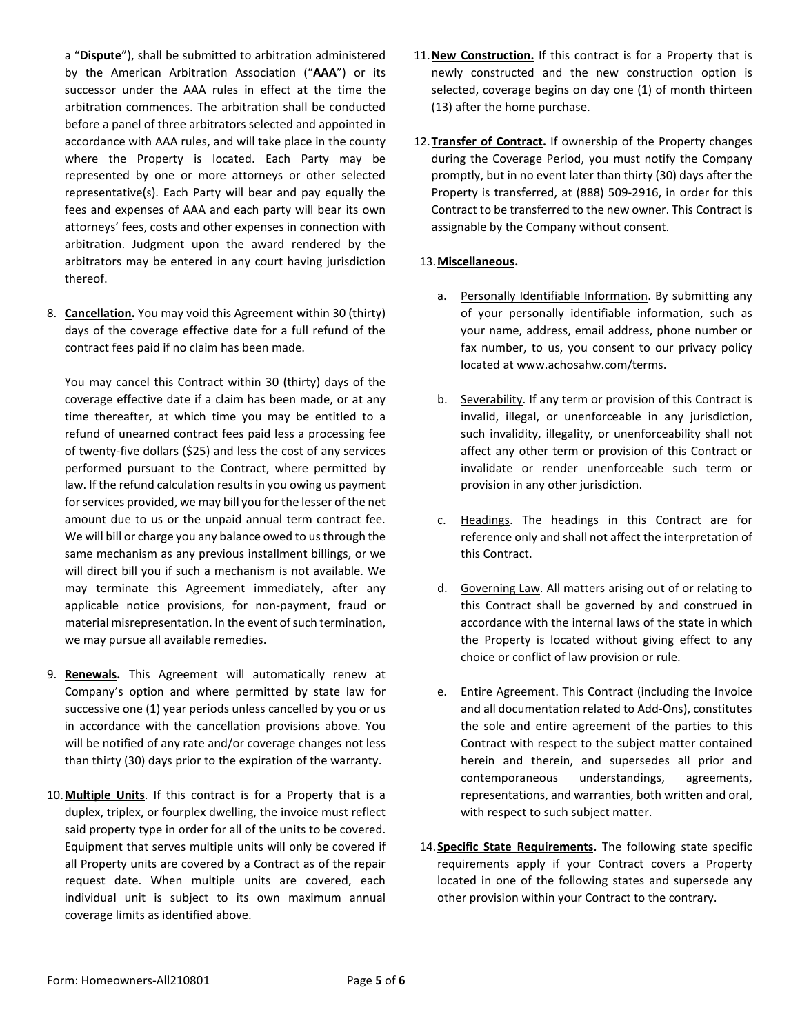a "**Dispute**"), shall be submitted to arbitration administered by the American Arbitration Association ("**AAA**") or its successor under the AAA rules in effect at the time the arbitration commences. The arbitration shall be conducted before a panel of three arbitrators selected and appointed in accordance with AAA rules, and will take place in the county where the Property is located. Each Party may be represented by one or more attorneys or other selected representative(s). Each Party will bear and pay equally the fees and expenses of AAA and each party will bear its own attorneys' fees, costs and other expenses in connection with arbitration. Judgment upon the award rendered by the arbitrators may be entered in any court having jurisdiction thereof.

8. **Cancellation.** You may void this Agreement within 30 (thirty) days of the coverage effective date for a full refund of the contract fees paid if no claim has been made.

   You may cancel this Contract within 30 (thirty) days of the coverage effective date if a claim has been made, or at any time thereafter, at which time you may be entitled to a refund of unearned contract fees paid less a processing fee of twenty-five dollars ($25) and less the cost of any services performed pursuant to the Contract, where permitted by law. If the refund calculation results in you owing us payment for services provided, we may bill you for the lesser of the net amount due to us or the unpaid annual term contract fee. We will bill or charge you any balance owed to us through the same mechanism as any previous installment billings, or we will direct bill you if such a mechanism is not available. We may terminate this Agreement immediately, after any applicable notice provisions, for non-payment, fraud or material misrepresentation. In the event of such termination, we may pursue all available remedies.

9. **Renewals.** This Agreement will automatically renew at Company's option and where permitted by state law for successive one (1) year periods unless cancelled by you or us in accordance with the cancellation provisions above. You will be notified of any rate and/or coverage changes not less than thirty (30) days prior to the expiration of the warranty.

10. **Multiple Units**. If this contract is for a Property that is a duplex, triplex, or fourplex dwelling, the invoice must reflect said property type in order for all of the units to be covered. Equipment that serves multiple units will only be covered if all Property units are covered by a Contract as of the repair request date. When multiple units are covered, each individual unit is subject to its own maximum annual coverage limits as identified above.

11. **New Construction.** If this contract is for a Property that is newly constructed and the new construction option is selected, coverage begins on day one (1) of month thirteen (13) after the home purchase.

12. **Transfer of Contract.** If ownership of the Property changes during the Coverage Period, you must notify the Company promptly, but in no event later than thirty (30) days after the Property is transferred, at (888) 509-2916, in order for this Contract to be transferred to the new owner. This Contract is assignable by the Company without consent.

13. **Miscellaneous.**

    a. Personally Identifiable Information. By submitting any of your personally identifiable information, such as your name, address, email address, phone number or fax number, to us, you consent to our privacy policy located at www.achosahw.com/terms.

    b. Severability. If any term or provision of this Contract is invalid, illegal, or unenforceable in any jurisdiction, such invalidity, illegality, or unenforceability shall not affect any other term or provision of this Contract or invalidate or render unenforceable such term or provision in any other jurisdiction.

    c. Headings. The headings in this Contract are for reference only and shall not affect the interpretation of this Contract.

    d. Governing Law. All matters arising out of or relating to this Contract shall be governed by and construed in accordance with the internal laws of the state in which the Property is located without giving effect to any choice or conflict of law provision or rule.

    e. Entire Agreement. This Contract (including the Invoice and all documentation related to Add-Ons), constitutes the sole and entire agreement of the parties to this Contract with respect to the subject matter contained herein and therein, and supersedes all prior and contemporaneous understandings, agreements, representations, and warranties, both written and oral, with respect to such subject matter.

14. **Specific State Requirements.** The following state specific requirements apply if your Contract covers a Property located in one of the following states and supersede any other provision within your Contract to the contrary.

Form: Homeowners-All210801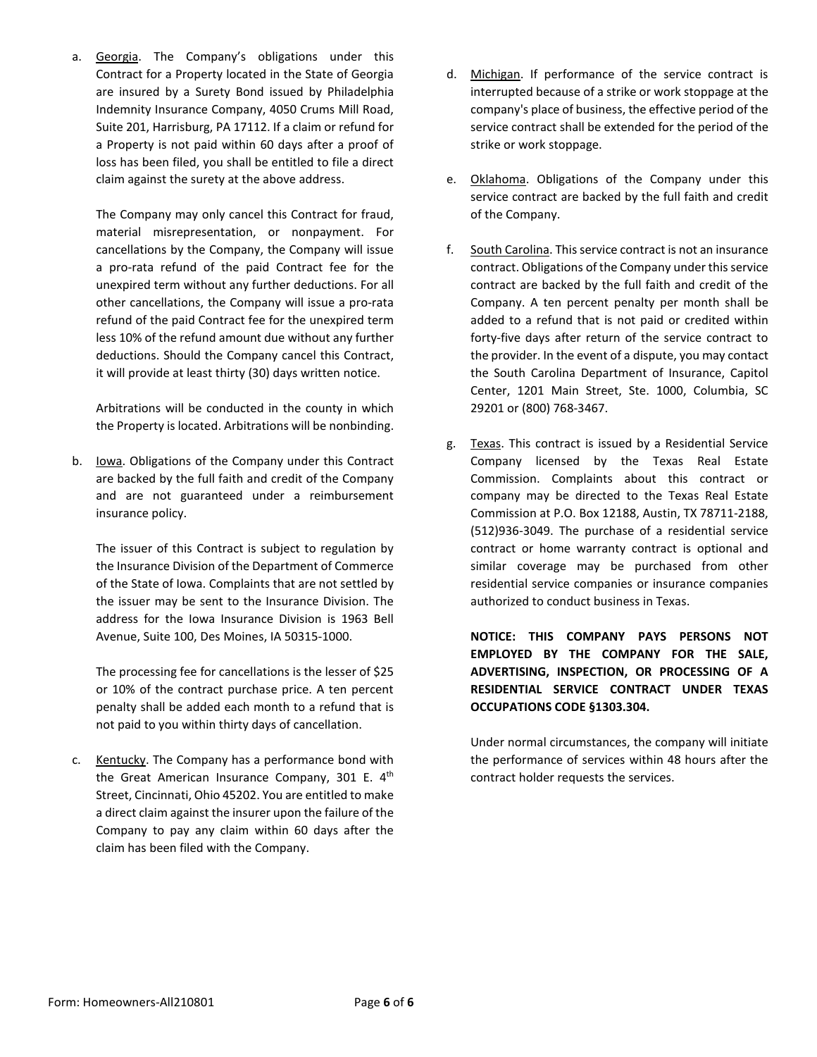a. Georgia. The Company's obligations under this Contract for a Property located in the State of Georgia are insured by a Surety Bond issued by Philadelphia Indemnity Insurance Company, 4050 Crums Mill Road, Suite 201, Harrisburg, PA 17112. If a claim or refund for a Property is not paid within 60 days after a proof of loss has been filed, you shall be entitled to file a direct claim against the surety at the above address.

   The Company may only cancel this Contract for fraud, material misrepresentation, or nonpayment. For cancellations by the Company, the Company will issue a pro-rata refund of the paid Contract fee for the unexpired term without any further deductions. For all other cancellations, the Company will issue a pro-rata refund of the paid Contract fee for the unexpired term less 10% of the refund amount due without any further deductions. Should the Company cancel this Contract, it will provide at least thirty (30) days written notice.

   Arbitrations will be conducted in the county in which the Property is located. Arbitrations will be nonbinding.

b. Iowa. Obligations of the Company under this Contract are backed by the full faith and credit of the Company and are not guaranteed under a reimbursement insurance policy.

   The issuer of this Contract is subject to regulation by the Insurance Division of the Department of Commerce of the State of Iowa. Complaints that are not settled by the issuer may be sent to the Insurance Division. The address for the Iowa Insurance Division is 1963 Bell Avenue, Suite 100, Des Moines, IA 50315-1000.

   The processing fee for cancellations is the lesser of $25 or 10% of the contract purchase price. A ten percent penalty shall be added each month to a refund that is not paid to you within thirty days of cancellation.

c. Kentucky. The Company has a performance bond with the Great American Insurance Company, 301 E. 4th Street, Cincinnati, Ohio 45202. You are entitled to make a direct claim against the insurer upon the failure of the Company to pay any claim within 60 days after the claim has been filed with the Company.

d. Michigan. If performance of the service contract is interrupted because of a strike or work stoppage at the company's place of business, the effective period of the service contract shall be extended for the period of the strike or work stoppage.

e. Oklahoma. Obligations of the Company under this service contract are backed by the full faith and credit of the Company.

f. South Carolina. This service contract is not an insurance contract. Obligations of the Company under this service contract are backed by the full faith and credit of the Company. A ten percent penalty per month shall be added to a refund that is not paid or credited within forty-five days after return of the service contract to the provider. In the event of a dispute, you may contact the South Carolina Department of Insurance, Capitol Center, 1201 Main Street, Ste. 1000, Columbia, SC 29201 or (800) 768-3467.

g. Texas. This contract is issued by a Residential Service Company licensed by the Texas Real Estate Commission. Complaints about this contract or company may be directed to the Texas Real Estate Commission at P.O. Box 12188, Austin, TX 78711-2188, (512)936-3049. The purchase of a residential service contract or home warranty contract is optional and similar coverage may be purchased from other residential service companies or insurance companies authorized to conduct business in Texas.

   **NOTICE: THIS COMPANY PAYS PERSONS NOT EMPLOYED BY THE COMPANY FOR THE SALE, ADVERTISING, INSPECTION, OR PROCESSING OF A RESIDENTIAL SERVICE CONTRACT UNDER TEXAS OCCUPATIONS CODE §1303.304.**

   Under normal circumstances, the company will initiate the performance of services within 48 hours after the contract holder requests the services.

Form: Homeowners-All210801